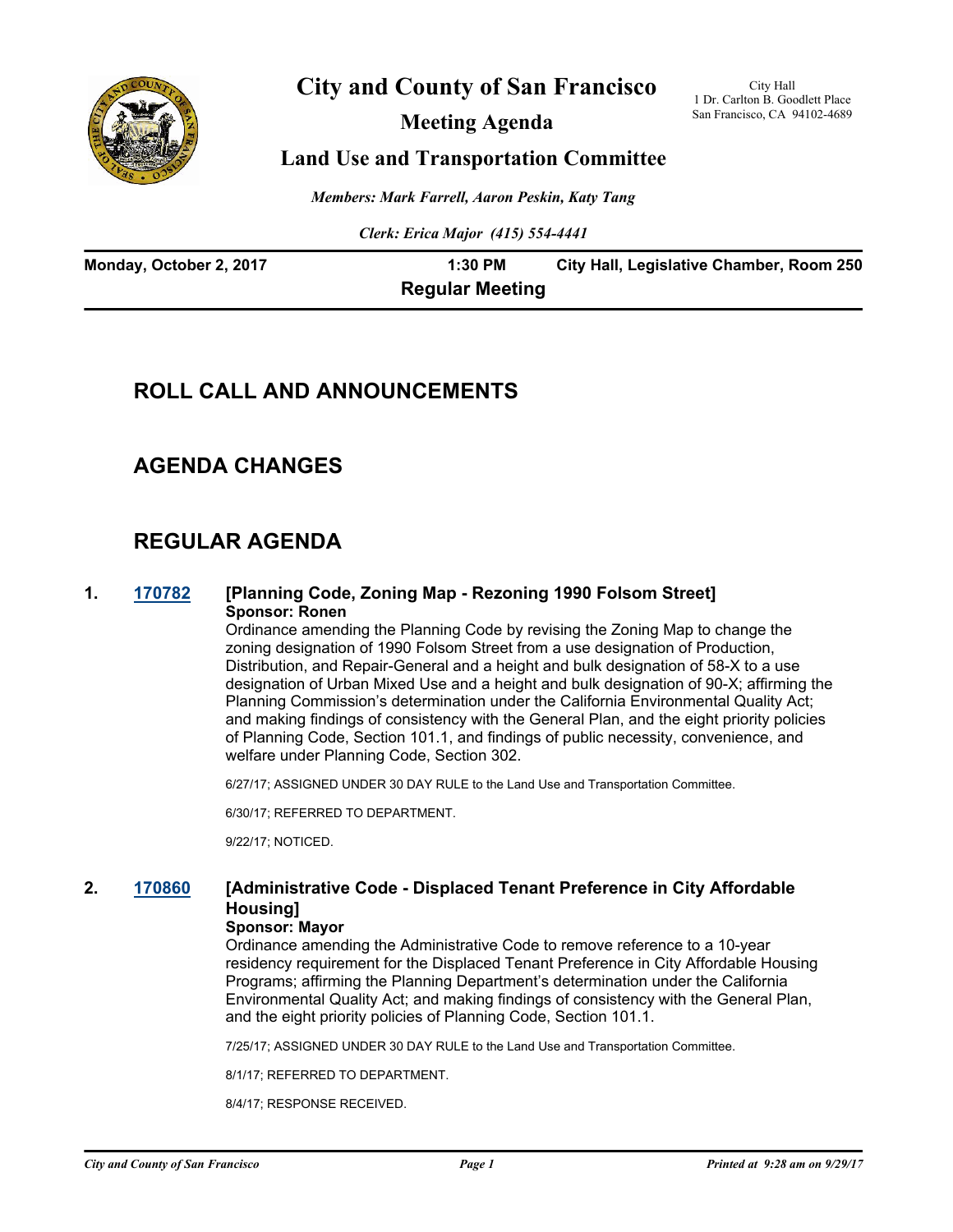# City and County of San Francisco

## Meeting Agenda

## Land Use and Transportation Committee

City Hall
1 Dr. Carlton B. Goodlett Place
San Francisco, CA 94102-4689

*Members: Mark Farrell, Aaron Peskin, Katy Tang*

*Clerk: Erica Major (415) 554-4441*

**Monday, October 2, 2017** **1:30 PM** **City Hall, Legislative Chamber, Room 250**

**Regular Meeting**

## ROLL CALL AND ANNOUNCEMENTS

## AGENDA CHANGES

## REGULAR AGENDA

**1. [170782](170782) [Planning Code, Zoning Map - Rezoning 1990 Folsom Street]**

**Sponsor: Ronen**

Ordinance amending the Planning Code by revising the Zoning Map to change the zoning designation of 1990 Folsom Street from a use designation of Production, Distribution, and Repair-General and a height and bulk designation of 58-X to a use designation of Urban Mixed Use and a height and bulk designation of 90-X; affirming the Planning Commission's determination under the California Environmental Quality Act; and making findings of consistency with the General Plan, and the eight priority policies of Planning Code, Section 101.1, and findings of public necessity, convenience, and welfare under Planning Code, Section 302.

6/27/17; ASSIGNED UNDER 30 DAY RULE to the Land Use and Transportation Committee.

6/30/17; REFERRED TO DEPARTMENT.

9/22/17; NOTICED.

**2. [170860](170860) [Administrative Code - Displaced Tenant Preference in City Affordable Housing]**

**Sponsor: Mayor**

Ordinance amending the Administrative Code to remove reference to a 10-year residency requirement for the Displaced Tenant Preference in City Affordable Housing Programs; affirming the Planning Department's determination under the California Environmental Quality Act; and making findings of consistency with the General Plan, and the eight priority policies of Planning Code, Section 101.1.

7/25/17; ASSIGNED UNDER 30 DAY RULE to the Land Use and Transportation Committee.

8/1/17; REFERRED TO DEPARTMENT.

8/4/17; RESPONSE RECEIVED.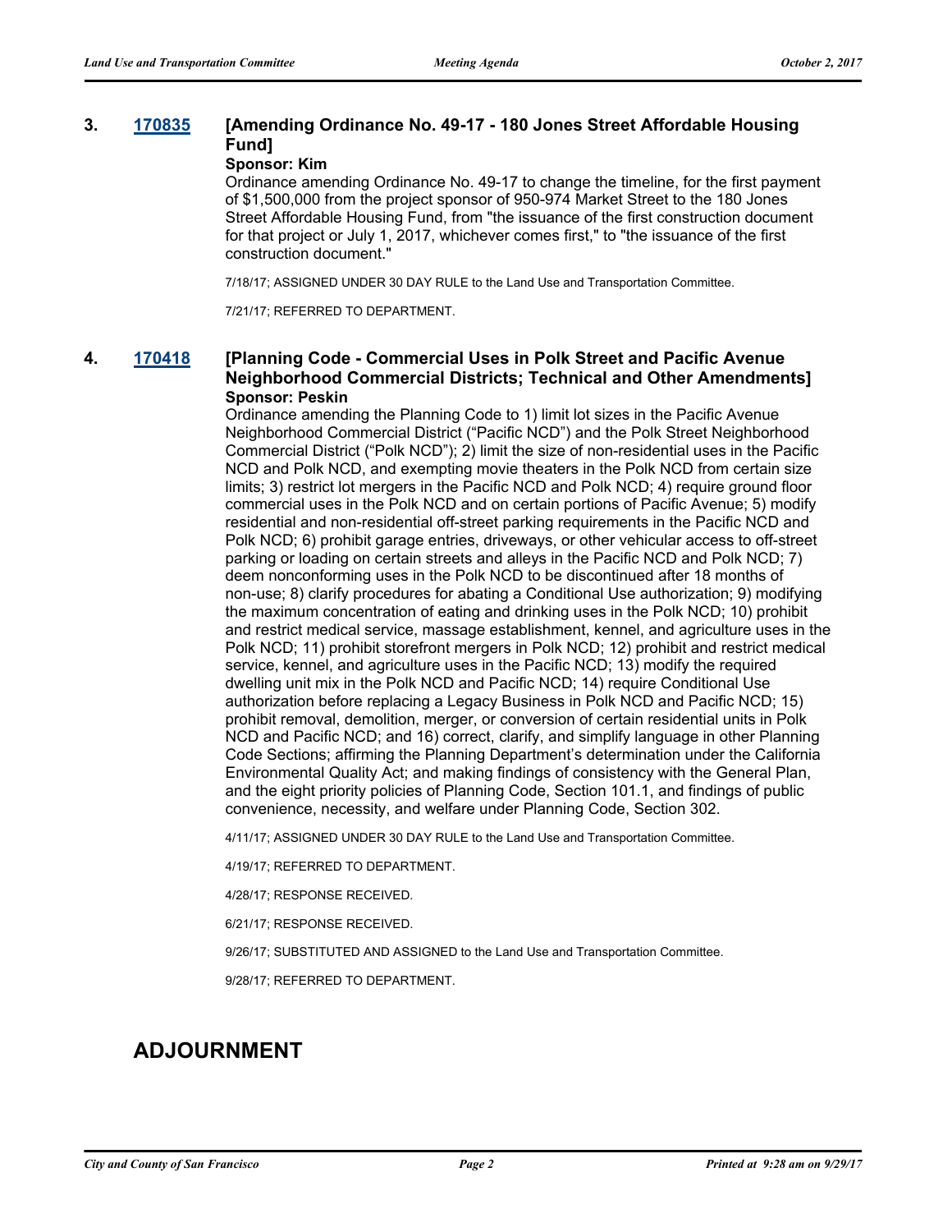**3. 170835 [Amending Ordinance No. 49-17 - 180 Jones Street Affordable Housing Fund]**

**Sponsor: Kim**

Ordinance amending Ordinance No. 49-17 to change the timeline, for the first payment of $1,500,000 from the project sponsor of 950-974 Market Street to the 180 Jones Street Affordable Housing Fund, from "the issuance of the first construction document for that project or July 1, 2017, whichever comes first," to "the issuance of the first construction document."

7/18/17; ASSIGNED UNDER 30 DAY RULE to the Land Use and Transportation Committee.

7/21/17; REFERRED TO DEPARTMENT.

**4. 170418 [Planning Code - Commercial Uses in Polk Street and Pacific Avenue Neighborhood Commercial Districts; Technical and Other Amendments]**

**Sponsor: Peskin**

Ordinance amending the Planning Code to 1) limit lot sizes in the Pacific Avenue Neighborhood Commercial District ("Pacific NCD") and the Polk Street Neighborhood Commercial District ("Polk NCD"); 2) limit the size of non-residential uses in the Pacific NCD and Polk NCD, and exempting movie theaters in the Polk NCD from certain size limits; 3) restrict lot mergers in the Pacific NCD and Polk NCD; 4) require ground floor commercial uses in the Polk NCD and on certain portions of Pacific Avenue; 5) modify residential and non-residential off-street parking requirements in the Pacific NCD and Polk NCD; 6) prohibit garage entries, driveways, or other vehicular access to off-street parking or loading on certain streets and alleys in the Pacific NCD and Polk NCD; 7) deem nonconforming uses in the Polk NCD to be discontinued after 18 months of non-use; 8) clarify procedures for abating a Conditional Use authorization; 9) modifying the maximum concentration of eating and drinking uses in the Polk NCD; 10) prohibit and restrict medical service, massage establishment, kennel, and agriculture uses in the Polk NCD; 11) prohibit storefront mergers in Polk NCD; 12) prohibit and restrict medical service, kennel, and agriculture uses in the Pacific NCD; 13) modify the required dwelling unit mix in the Polk NCD and Pacific NCD; 14) require Conditional Use authorization before replacing a Legacy Business in Polk NCD and Pacific NCD; 15) prohibit removal, demolition, merger, or conversion of certain residential units in Polk NCD and Pacific NCD; and 16) correct, clarify, and simplify language in other Planning Code Sections; affirming the Planning Department's determination under the California Environmental Quality Act; and making findings of consistency with the General Plan, and the eight priority policies of Planning Code, Section 101.1, and findings of public convenience, necessity, and welfare under Planning Code, Section 302.

4/11/17; ASSIGNED UNDER 30 DAY RULE to the Land Use and Transportation Committee.

4/19/17; REFERRED TO DEPARTMENT.

4/28/17; RESPONSE RECEIVED.

6/21/17; RESPONSE RECEIVED.

9/26/17; SUBSTITUTED AND ASSIGNED to the Land Use and Transportation Committee.

9/28/17; REFERRED TO DEPARTMENT.

## ADJOURNMENT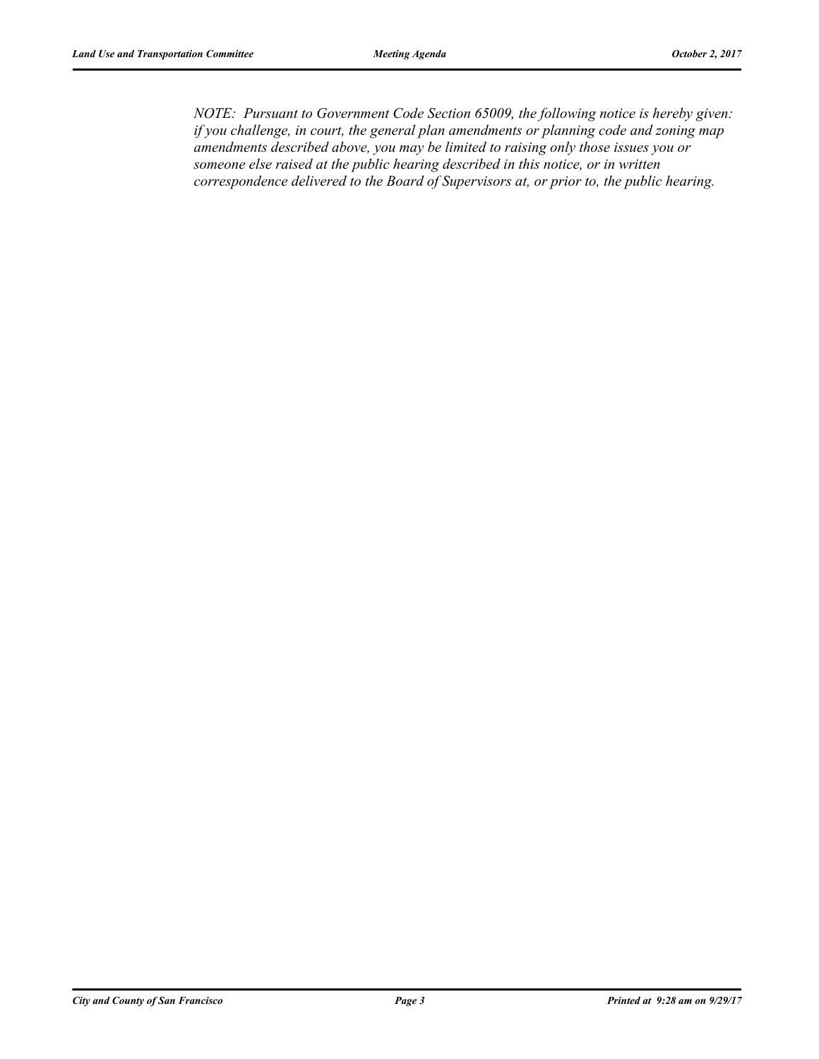*NOTE: Pursuant to Government Code Section 65009, the following notice is hereby given: if you challenge, in court, the general plan amendments or planning code and zoning map amendments described above, you may be limited to raising only those issues you or someone else raised at the public hearing described in this notice, or in written correspondence delivered to the Board of Supervisors at, or prior to, the public hearing.*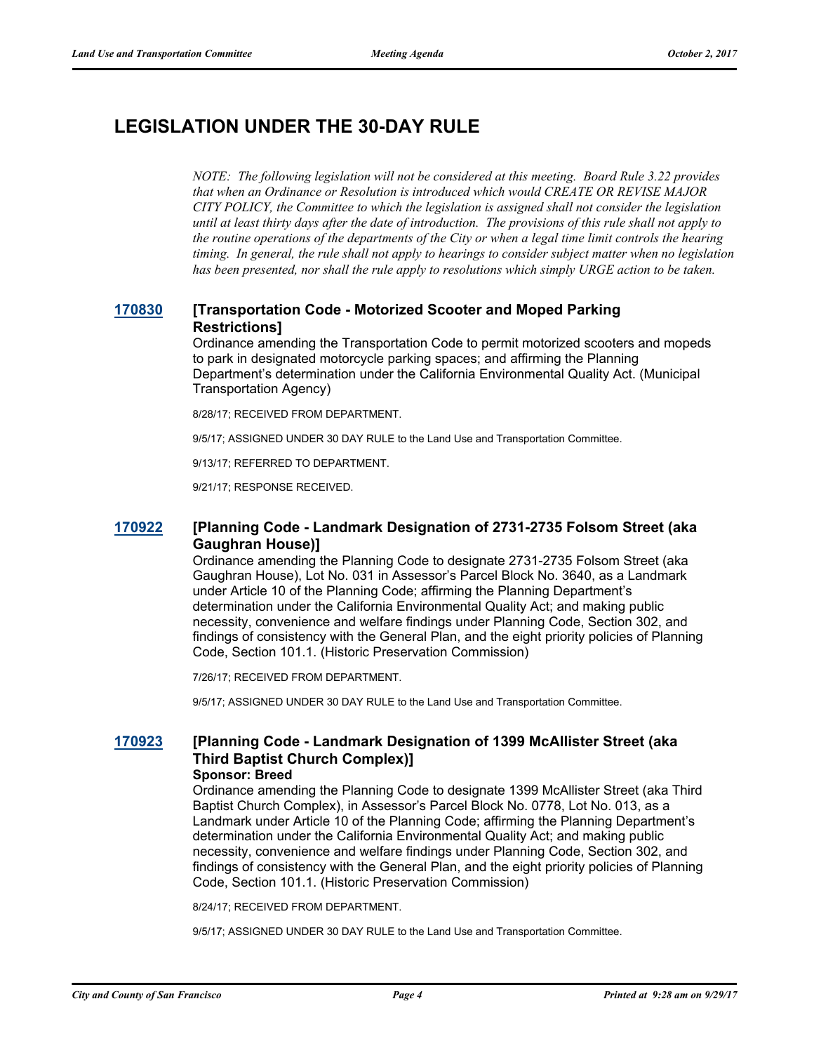## LEGISLATION UNDER THE 30-DAY RULE

*NOTE: The following legislation will not be considered at this meeting. Board Rule 3.22 provides that when an Ordinance or Resolution is introduced which would CREATE OR REVISE MAJOR CITY POLICY, the Committee to which the legislation is assigned shall not consider the legislation until at least thirty days after the date of introduction. The provisions of this rule shall not apply to the routine operations of the departments of the City or when a legal time limit controls the hearing timing. In general, the rule shall not apply to hearings to consider subject matter when no legislation has been presented, nor shall the rule apply to resolutions which simply URGE action to be taken.*

### 170830 [Transportation Code - Motorized Scooter and Moped Parking Restrictions]

Ordinance amending the Transportation Code to permit motorized scooters and mopeds to park in designated motorcycle parking spaces; and affirming the Planning Department's determination under the California Environmental Quality Act. (Municipal Transportation Agency)

8/28/17; RECEIVED FROM DEPARTMENT.

9/5/17; ASSIGNED UNDER 30 DAY RULE to the Land Use and Transportation Committee.

9/13/17; REFERRED TO DEPARTMENT.

9/21/17; RESPONSE RECEIVED.

### 170922 [Planning Code - Landmark Designation of 2731-2735 Folsom Street (aka Gaughran House)]

Ordinance amending the Planning Code to designate 2731-2735 Folsom Street (aka Gaughran House), Lot No. 031 in Assessor's Parcel Block No. 3640, as a Landmark under Article 10 of the Planning Code; affirming the Planning Department's determination under the California Environmental Quality Act; and making public necessity, convenience and welfare findings under Planning Code, Section 302, and findings of consistency with the General Plan, and the eight priority policies of Planning Code, Section 101.1. (Historic Preservation Commission)

7/26/17; RECEIVED FROM DEPARTMENT.

9/5/17; ASSIGNED UNDER 30 DAY RULE to the Land Use and Transportation Committee.

### 170923 [Planning Code - Landmark Designation of 1399 McAllister Street (aka Third Baptist Church Complex)]

**Sponsor: Breed**

Ordinance amending the Planning Code to designate 1399 McAllister Street (aka Third Baptist Church Complex), in Assessor's Parcel Block No. 0778, Lot No. 013, as a Landmark under Article 10 of the Planning Code; affirming the Planning Department's determination under the California Environmental Quality Act; and making public necessity, convenience and welfare findings under Planning Code, Section 302, and findings of consistency with the General Plan, and the eight priority policies of Planning Code, Section 101.1. (Historic Preservation Commission)

8/24/17; RECEIVED FROM DEPARTMENT.

9/5/17; ASSIGNED UNDER 30 DAY RULE to the Land Use and Transportation Committee.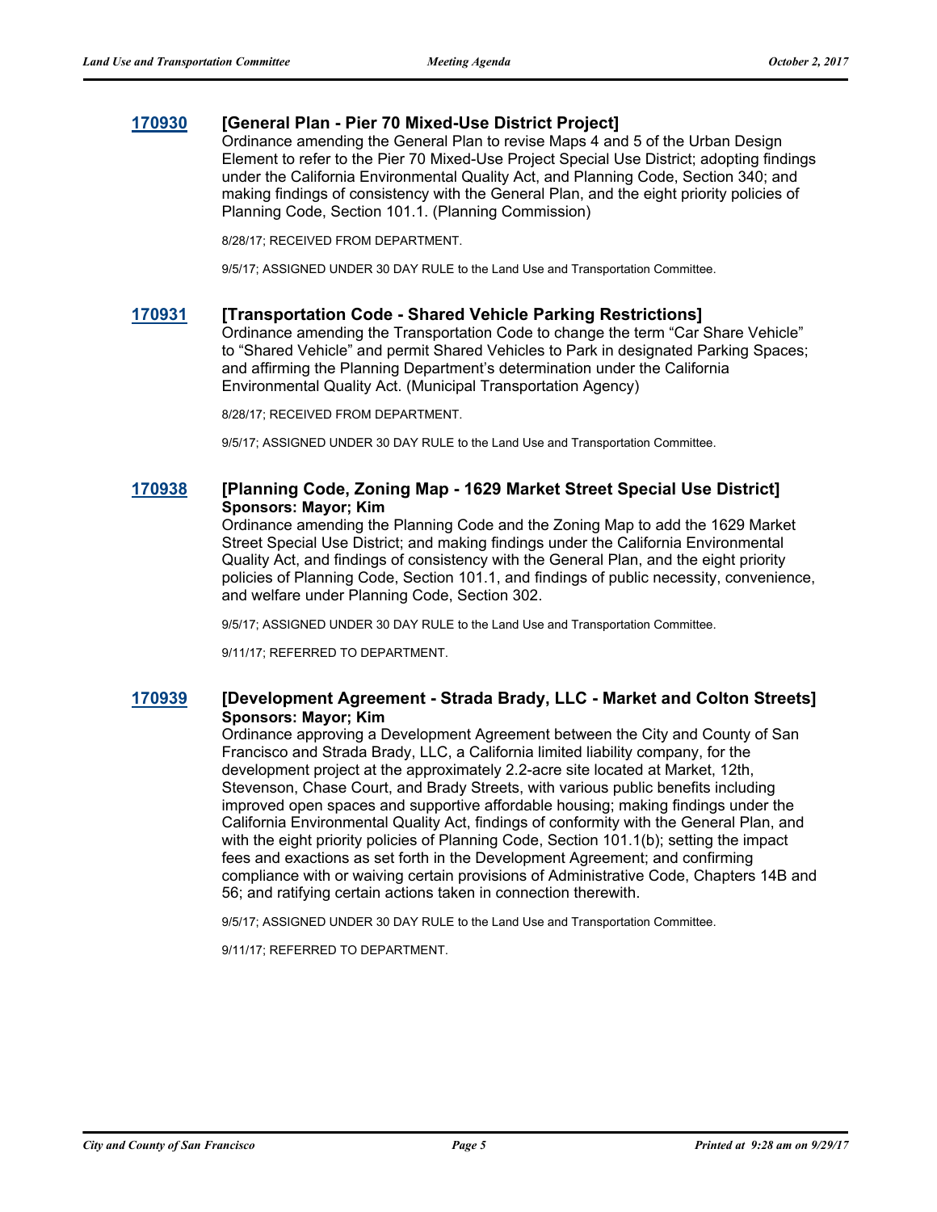### 170930 [General Plan - Pier 70 Mixed-Use District Project]

Ordinance amending the General Plan to revise Maps 4 and 5 of the Urban Design Element to refer to the Pier 70 Mixed-Use Project Special Use District; adopting findings under the California Environmental Quality Act, and Planning Code, Section 340; and making findings of consistency with the General Plan, and the eight priority policies of Planning Code, Section 101.1. (Planning Commission)

8/28/17; RECEIVED FROM DEPARTMENT.

9/5/17; ASSIGNED UNDER 30 DAY RULE to the Land Use and Transportation Committee.

### 170931 [Transportation Code - Shared Vehicle Parking Restrictions]

Ordinance amending the Transportation Code to change the term "Car Share Vehicle" to "Shared Vehicle" and permit Shared Vehicles to Park in designated Parking Spaces; and affirming the Planning Department's determination under the California Environmental Quality Act. (Municipal Transportation Agency)

8/28/17; RECEIVED FROM DEPARTMENT.

9/5/17; ASSIGNED UNDER 30 DAY RULE to the Land Use and Transportation Committee.

### 170938 [Planning Code, Zoning Map - 1629 Market Street Special Use District]

**Sponsors: Mayor; Kim**

Ordinance amending the Planning Code and the Zoning Map to add the 1629 Market Street Special Use District; and making findings under the California Environmental Quality Act, and findings of consistency with the General Plan, and the eight priority policies of Planning Code, Section 101.1, and findings of public necessity, convenience, and welfare under Planning Code, Section 302.

9/5/17; ASSIGNED UNDER 30 DAY RULE to the Land Use and Transportation Committee.

9/11/17; REFERRED TO DEPARTMENT.

### 170939 [Development Agreement - Strada Brady, LLC - Market and Colton Streets]

**Sponsors: Mayor; Kim**

Ordinance approving a Development Agreement between the City and County of San Francisco and Strada Brady, LLC, a California limited liability company, for the development project at the approximately 2.2-acre site located at Market, 12th, Stevenson, Chase Court, and Brady Streets, with various public benefits including improved open spaces and supportive affordable housing; making findings under the California Environmental Quality Act, findings of conformity with the General Plan, and with the eight priority policies of Planning Code, Section 101.1(b); setting the impact fees and exactions as set forth in the Development Agreement; and confirming compliance with or waiving certain provisions of Administrative Code, Chapters 14B and 56; and ratifying certain actions taken in connection therewith.

9/5/17; ASSIGNED UNDER 30 DAY RULE to the Land Use and Transportation Committee.

9/11/17; REFERRED TO DEPARTMENT.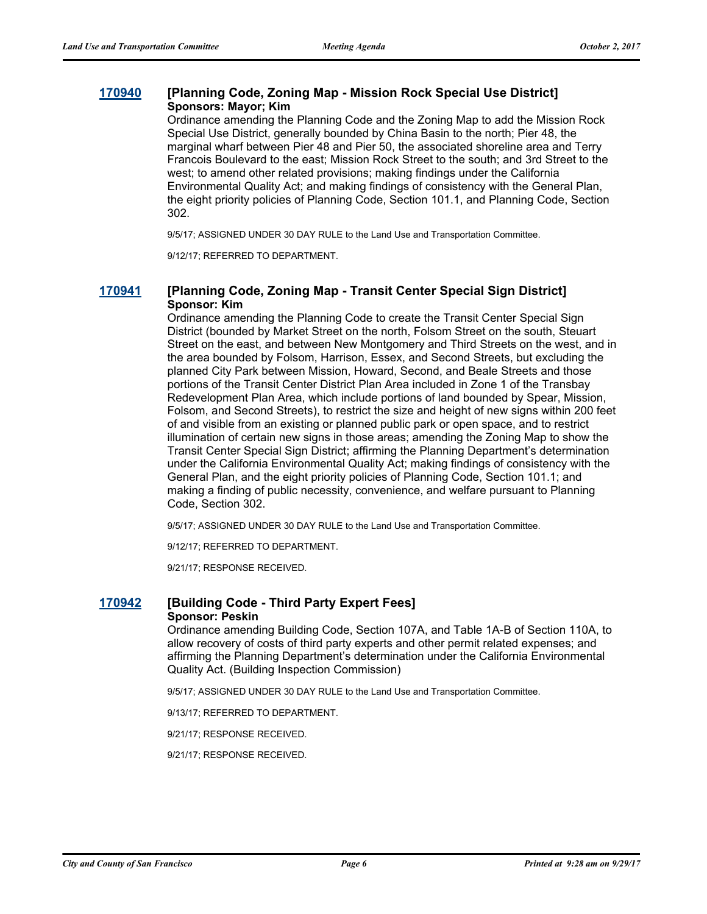### 170940 [Planning Code, Zoning Map - Mission Rock Special Use District]

**Sponsors: Mayor; Kim**

Ordinance amending the Planning Code and the Zoning Map to add the Mission Rock Special Use District, generally bounded by China Basin to the north; Pier 48, the marginal wharf between Pier 48 and Pier 50, the associated shoreline area and Terry Francois Boulevard to the east; Mission Rock Street to the south; and 3rd Street to the west; to amend other related provisions; making findings under the California Environmental Quality Act; and making findings of consistency with the General Plan, the eight priority policies of Planning Code, Section 101.1, and Planning Code, Section 302.

9/5/17; ASSIGNED UNDER 30 DAY RULE to the Land Use and Transportation Committee.

9/12/17; REFERRED TO DEPARTMENT.

### 170941 [Planning Code, Zoning Map - Transit Center Special Sign District]

**Sponsor: Kim**

Ordinance amending the Planning Code to create the Transit Center Special Sign District (bounded by Market Street on the north, Folsom Street on the south, Steuart Street on the east, and between New Montgomery and Third Streets on the west, and in the area bounded by Folsom, Harrison, Essex, and Second Streets, but excluding the planned City Park between Mission, Howard, Second, and Beale Streets and those portions of the Transit Center District Plan Area included in Zone 1 of the Transbay Redevelopment Plan Area, which include portions of land bounded by Spear, Mission, Folsom, and Second Streets), to restrict the size and height of new signs within 200 feet of and visible from an existing or planned public park or open space, and to restrict illumination of certain new signs in those areas; amending the Zoning Map to show the Transit Center Special Sign District; affirming the Planning Department's determination under the California Environmental Quality Act; making findings of consistency with the General Plan, and the eight priority policies of Planning Code, Section 101.1; and making a finding of public necessity, convenience, and welfare pursuant to Planning Code, Section 302.

9/5/17; ASSIGNED UNDER 30 DAY RULE to the Land Use and Transportation Committee.

9/12/17; REFERRED TO DEPARTMENT.

9/21/17; RESPONSE RECEIVED.

### 170942 [Building Code - Third Party Expert Fees]

**Sponsor: Peskin**

Ordinance amending Building Code, Section 107A, and Table 1A-B of Section 110A, to allow recovery of costs of third party experts and other permit related expenses; and affirming the Planning Department's determination under the California Environmental Quality Act. (Building Inspection Commission)

9/5/17; ASSIGNED UNDER 30 DAY RULE to the Land Use and Transportation Committee.

9/13/17; REFERRED TO DEPARTMENT.

9/21/17; RESPONSE RECEIVED.

9/21/17; RESPONSE RECEIVED.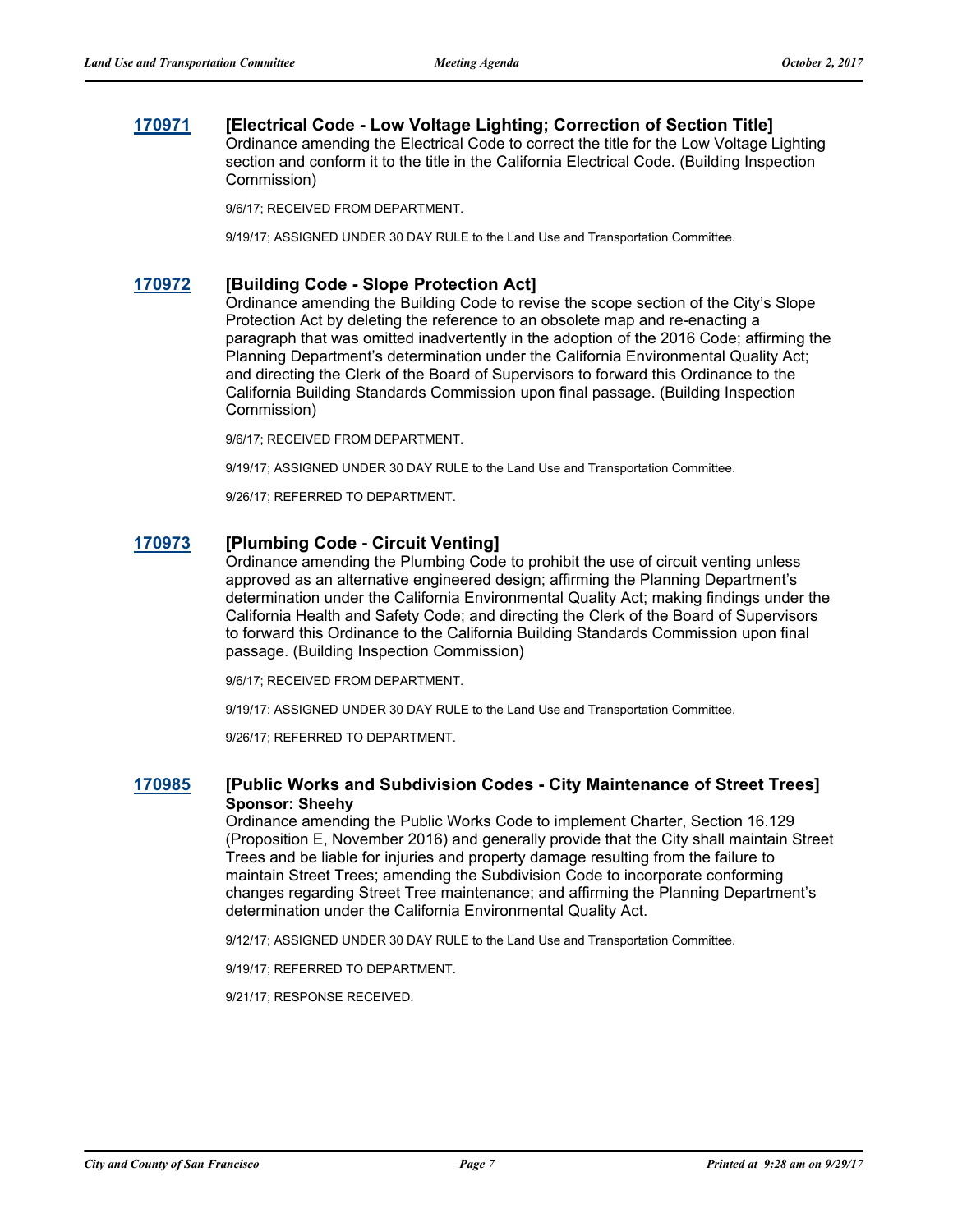**170971** **[Electrical Code - Low Voltage Lighting; Correction of Section Title]**

Ordinance amending the Electrical Code to correct the title for the Low Voltage Lighting section and conform it to the title in the California Electrical Code. (Building Inspection Commission)

9/6/17; RECEIVED FROM DEPARTMENT.

9/19/17; ASSIGNED UNDER 30 DAY RULE to the Land Use and Transportation Committee.

**170972** **[Building Code - Slope Protection Act]**

Ordinance amending the Building Code to revise the scope section of the City's Slope Protection Act by deleting the reference to an obsolete map and re-enacting a paragraph that was omitted inadvertently in the adoption of the 2016 Code; affirming the Planning Department's determination under the California Environmental Quality Act; and directing the Clerk of the Board of Supervisors to forward this Ordinance to the California Building Standards Commission upon final passage. (Building Inspection Commission)

9/6/17; RECEIVED FROM DEPARTMENT.

9/19/17; ASSIGNED UNDER 30 DAY RULE to the Land Use and Transportation Committee.

9/26/17; REFERRED TO DEPARTMENT.

**170973** **[Plumbing Code - Circuit Venting]**

Ordinance amending the Plumbing Code to prohibit the use of circuit venting unless approved as an alternative engineered design; affirming the Planning Department's determination under the California Environmental Quality Act; making findings under the California Health and Safety Code; and directing the Clerk of the Board of Supervisors to forward this Ordinance to the California Building Standards Commission upon final passage. (Building Inspection Commission)

9/6/17; RECEIVED FROM DEPARTMENT.

9/19/17; ASSIGNED UNDER 30 DAY RULE to the Land Use and Transportation Committee.

9/26/17; REFERRED TO DEPARTMENT.

**170985** **[Public Works and Subdivision Codes - City Maintenance of Street Trees]**
**Sponsor: Sheehy**

Ordinance amending the Public Works Code to implement Charter, Section 16.129 (Proposition E, November 2016) and generally provide that the City shall maintain Street Trees and be liable for injuries and property damage resulting from the failure to maintain Street Trees; amending the Subdivision Code to incorporate conforming changes regarding Street Tree maintenance; and affirming the Planning Department's determination under the California Environmental Quality Act.

9/12/17; ASSIGNED UNDER 30 DAY RULE to the Land Use and Transportation Committee.

9/19/17; REFERRED TO DEPARTMENT.

9/21/17; RESPONSE RECEIVED.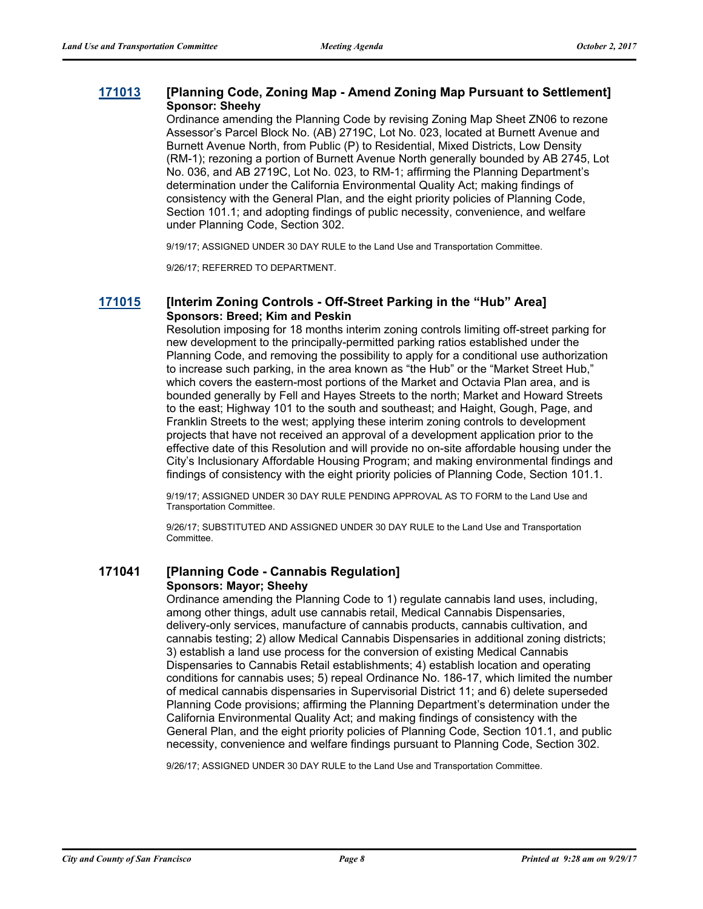### 171013 [Planning Code, Zoning Map - Amend Zoning Map Pursuant to Settlement]

**Sponsor: Sheehy**

Ordinance amending the Planning Code by revising Zoning Map Sheet ZN06 to rezone Assessor's Parcel Block No. (AB) 2719C, Lot No. 023, located at Burnett Avenue and Burnett Avenue North, from Public (P) to Residential, Mixed Districts, Low Density (RM-1); rezoning a portion of Burnett Avenue North generally bounded by AB 2745, Lot No. 036, and AB 2719C, Lot No. 023, to RM-1; affirming the Planning Department's determination under the California Environmental Quality Act; making findings of consistency with the General Plan, and the eight priority policies of Planning Code, Section 101.1; and adopting findings of public necessity, convenience, and welfare under Planning Code, Section 302.

9/19/17; ASSIGNED UNDER 30 DAY RULE to the Land Use and Transportation Committee.

9/26/17; REFERRED TO DEPARTMENT.

### 171015 [Interim Zoning Controls - Off-Street Parking in the "Hub" Area]

**Sponsors: Breed; Kim and Peskin**

Resolution imposing for 18 months interim zoning controls limiting off-street parking for new development to the principally-permitted parking ratios established under the Planning Code, and removing the possibility to apply for a conditional use authorization to increase such parking, in the area known as "the Hub" or the "Market Street Hub," which covers the eastern-most portions of the Market and Octavia Plan area, and is bounded generally by Fell and Hayes Streets to the north; Market and Howard Streets to the east; Highway 101 to the south and southeast; and Haight, Gough, Page, and Franklin Streets to the west; applying these interim zoning controls to development projects that have not received an approval of a development application prior to the effective date of this Resolution and will provide no on-site affordable housing under the City's Inclusionary Affordable Housing Program; and making environmental findings and findings of consistency with the eight priority policies of Planning Code, Section 101.1.

9/19/17; ASSIGNED UNDER 30 DAY RULE PENDING APPROVAL AS TO FORM to the Land Use and Transportation Committee.

9/26/17; SUBSTITUTED AND ASSIGNED UNDER 30 DAY RULE to the Land Use and Transportation Committee.

### 171041 [Planning Code - Cannabis Regulation]

**Sponsors: Mayor; Sheehy**

Ordinance amending the Planning Code to 1) regulate cannabis land uses, including, among other things, adult use cannabis retail, Medical Cannabis Dispensaries, delivery-only services, manufacture of cannabis products, cannabis cultivation, and cannabis testing; 2) allow Medical Cannabis Dispensaries in additional zoning districts; 3) establish a land use process for the conversion of existing Medical Cannabis Dispensaries to Cannabis Retail establishments; 4) establish location and operating conditions for cannabis uses; 5) repeal Ordinance No. 186-17, which limited the number of medical cannabis dispensaries in Supervisorial District 11; and 6) delete superseded Planning Code provisions; affirming the Planning Department's determination under the California Environmental Quality Act; and making findings of consistency with the General Plan, and the eight priority policies of Planning Code, Section 101.1, and public necessity, convenience and welfare findings pursuant to Planning Code, Section 302.

9/26/17; ASSIGNED UNDER 30 DAY RULE to the Land Use and Transportation Committee.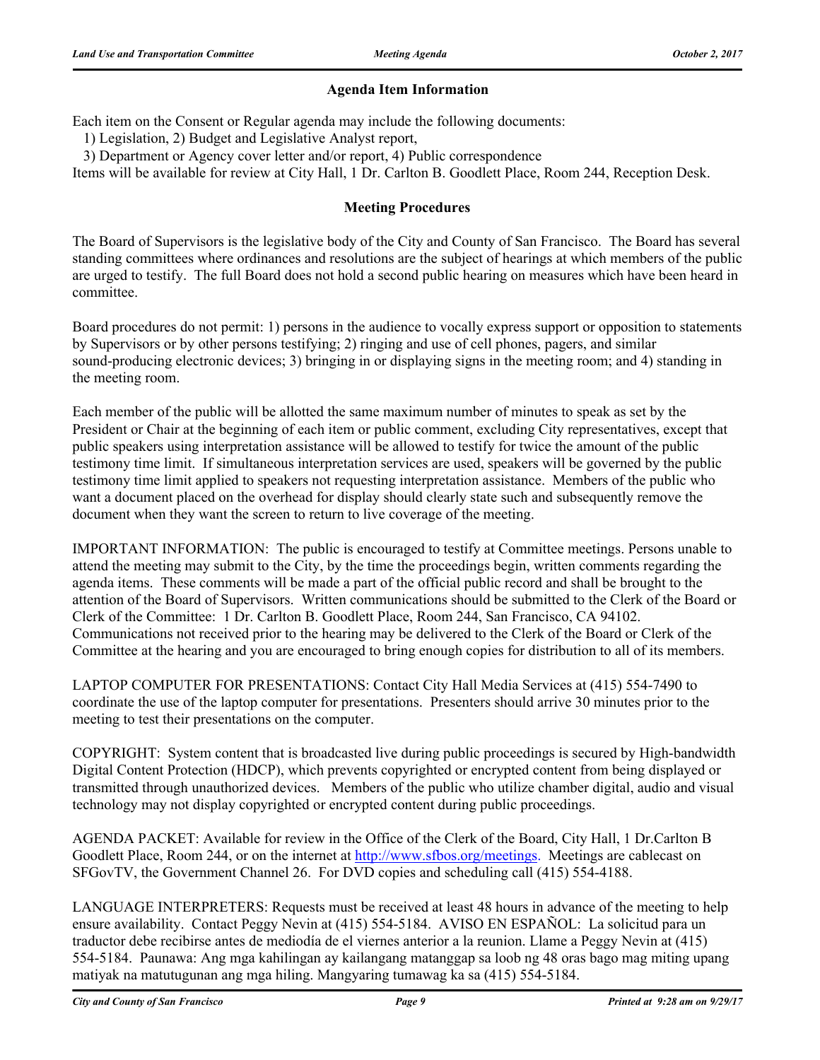## Agenda Item Information

Each item on the Consent or Regular agenda may include the following documents:
1) Legislation, 2) Budget and Legislative Analyst report,
3) Department or Agency cover letter and/or report, 4) Public correspondence
Items will be available for review at City Hall, 1 Dr. Carlton B. Goodlett Place, Room 244, Reception Desk.

## Meeting Procedures

The Board of Supervisors is the legislative body of the City and County of San Francisco. The Board has several standing committees where ordinances and resolutions are the subject of hearings at which members of the public are urged to testify. The full Board does not hold a second public hearing on measures which have been heard in committee.

Board procedures do not permit: 1) persons in the audience to vocally express support or opposition to statements by Supervisors or by other persons testifying; 2) ringing and use of cell phones, pagers, and similar sound-producing electronic devices; 3) bringing in or displaying signs in the meeting room; and 4) standing in the meeting room.

Each member of the public will be allotted the same maximum number of minutes to speak as set by the President or Chair at the beginning of each item or public comment, excluding City representatives, except that public speakers using interpretation assistance will be allowed to testify for twice the amount of the public testimony time limit. If simultaneous interpretation services are used, speakers will be governed by the public testimony time limit applied to speakers not requesting interpretation assistance. Members of the public who want a document placed on the overhead for display should clearly state such and subsequently remove the document when they want the screen to return to live coverage of the meeting.

IMPORTANT INFORMATION: The public is encouraged to testify at Committee meetings. Persons unable to attend the meeting may submit to the City, by the time the proceedings begin, written comments regarding the agenda items. These comments will be made a part of the official public record and shall be brought to the attention of the Board of Supervisors. Written communications should be submitted to the Clerk of the Board or Clerk of the Committee: 1 Dr. Carlton B. Goodlett Place, Room 244, San Francisco, CA 94102. Communications not received prior to the hearing may be delivered to the Clerk of the Board or Clerk of the Committee at the hearing and you are encouraged to bring enough copies for distribution to all of its members.

LAPTOP COMPUTER FOR PRESENTATIONS: Contact City Hall Media Services at (415) 554-7490 to coordinate the use of the laptop computer for presentations. Presenters should arrive 30 minutes prior to the meeting to test their presentations on the computer.

COPYRIGHT: System content that is broadcasted live during public proceedings is secured by High-bandwidth Digital Content Protection (HDCP), which prevents copyrighted or encrypted content from being displayed or transmitted through unauthorized devices. Members of the public who utilize chamber digital, audio and visual technology may not display copyrighted or encrypted content during public proceedings.

AGENDA PACKET: Available for review in the Office of the Clerk of the Board, City Hall, 1 Dr.Carlton B Goodlett Place, Room 244, or on the internet at http://www.sfbos.org/meetings. Meetings are cablecast on SFGovTV, the Government Channel 26. For DVD copies and scheduling call (415) 554-4188.

LANGUAGE INTERPRETERS: Requests must be received at least 48 hours in advance of the meeting to help ensure availability. Contact Peggy Nevin at (415) 554-5184. AVISO EN ESPAÑOL: La solicitud para un traductor debe recibirse antes de mediodía de el viernes anterior a la reunion. Llame a Peggy Nevin at (415) 554-5184. Paunawa: Ang mga kahilingan ay kailangang matanggap sa loob ng 48 oras bago mag miting upang matiyak na matutugunan ang mga hiling. Mangyaring tumawag ka sa (415) 554-5184.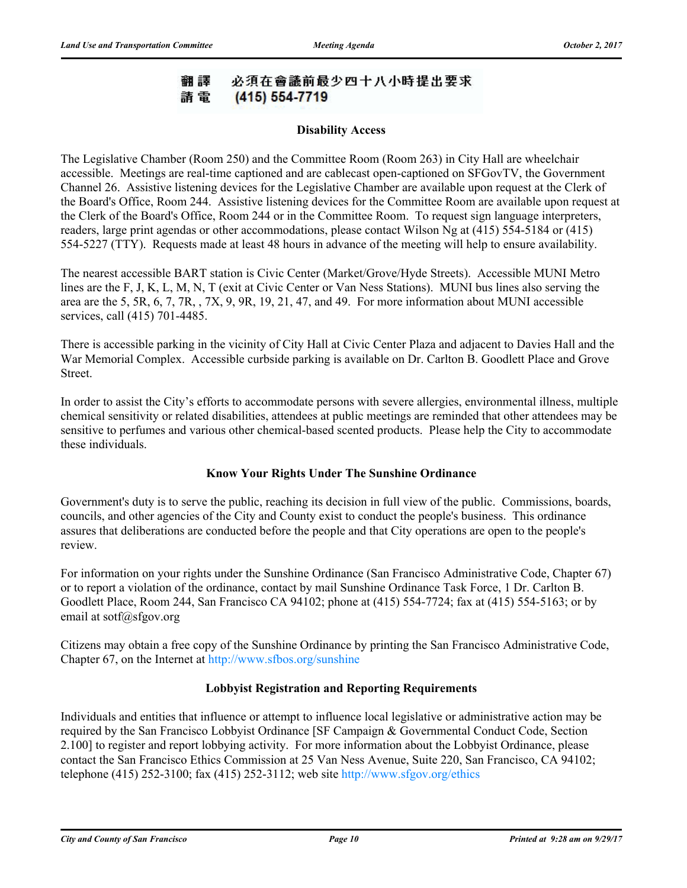翻譯　必須在會議前最少四十八小時提出要求
請電　(415) 554-7719

## Disability Access

The Legislative Chamber (Room 250) and the Committee Room (Room 263) in City Hall are wheelchair accessible. Meetings are real-time captioned and are cablecast open-captioned on SFGovTV, the Government Channel 26. Assistive listening devices for the Legislative Chamber are available upon request at the Clerk of the Board's Office, Room 244. Assistive listening devices for the Committee Room are available upon request at the Clerk of the Board's Office, Room 244 or in the Committee Room. To request sign language interpreters, readers, large print agendas or other accommodations, please contact Wilson Ng at (415) 554-5184 or (415) 554-5227 (TTY). Requests made at least 48 hours in advance of the meeting will help to ensure availability.

The nearest accessible BART station is Civic Center (Market/Grove/Hyde Streets). Accessible MUNI Metro lines are the F, J, K, L, M, N, T (exit at Civic Center or Van Ness Stations). MUNI bus lines also serving the area are the 5, 5R, 6, 7, 7R, , 7X, 9, 9R, 19, 21, 47, and 49. For more information about MUNI accessible services, call (415) 701-4485.

There is accessible parking in the vicinity of City Hall at Civic Center Plaza and adjacent to Davies Hall and the War Memorial Complex. Accessible curbside parking is available on Dr. Carlton B. Goodlett Place and Grove Street.

In order to assist the City's efforts to accommodate persons with severe allergies, environmental illness, multiple chemical sensitivity or related disabilities, attendees at public meetings are reminded that other attendees may be sensitive to perfumes and various other chemical-based scented products. Please help the City to accommodate these individuals.

## Know Your Rights Under The Sunshine Ordinance

Government's duty is to serve the public, reaching its decision in full view of the public. Commissions, boards, councils, and other agencies of the City and County exist to conduct the people's business. This ordinance assures that deliberations are conducted before the people and that City operations are open to the people's review.

For information on your rights under the Sunshine Ordinance (San Francisco Administrative Code, Chapter 67) or to report a violation of the ordinance, contact by mail Sunshine Ordinance Task Force, 1 Dr. Carlton B. Goodlett Place, Room 244, San Francisco CA 94102; phone at (415) 554-7724; fax at (415) 554-5163; or by email at sotf@sfgov.org

Citizens may obtain a free copy of the Sunshine Ordinance by printing the San Francisco Administrative Code, Chapter 67, on the Internet at http://www.sfbos.org/sunshine

## Lobbyist Registration and Reporting Requirements

Individuals and entities that influence or attempt to influence local legislative or administrative action may be required by the San Francisco Lobbyist Ordinance [SF Campaign & Governmental Conduct Code, Section 2.100] to register and report lobbying activity. For more information about the Lobbyist Ordinance, please contact the San Francisco Ethics Commission at 25 Van Ness Avenue, Suite 220, San Francisco, CA 94102; telephone (415) 252-3100; fax (415) 252-3112; web site http://www.sfgov.org/ethics